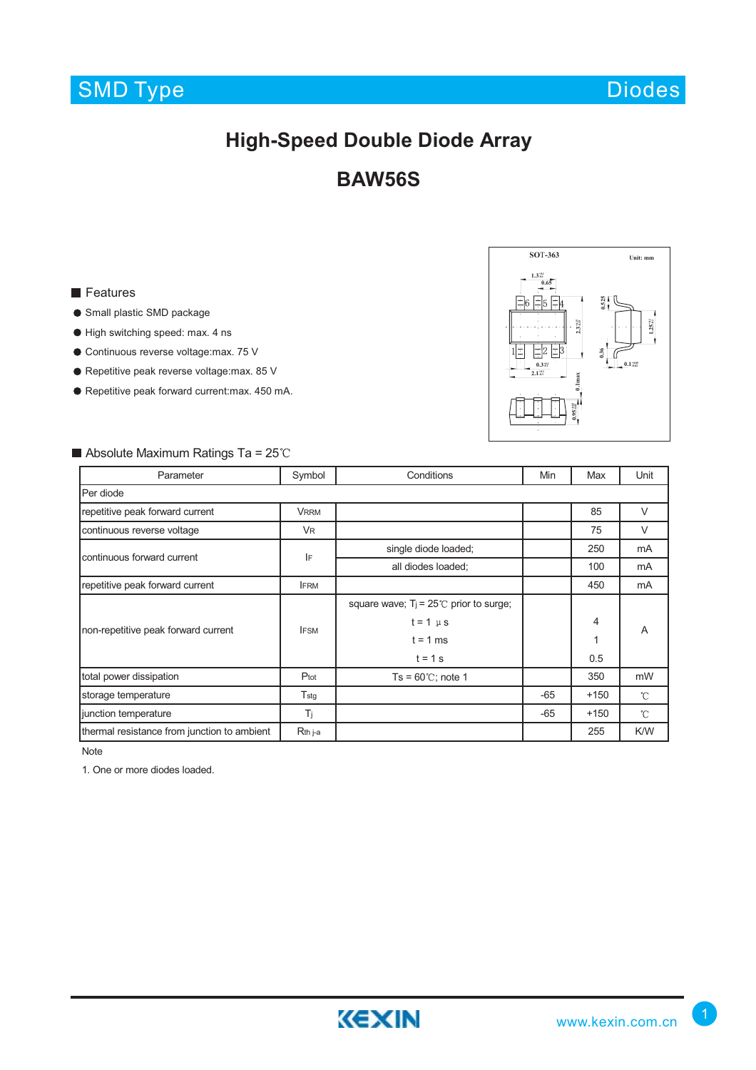# High-Speed Double Diode Array

# BAW56S

## Features

- Small plastic SMD package
- High switching speed: max. 4 ns
- Continuous reverse voltage:max. 75 V
- Repetitive peak reverse voltage:max. 85 V
- Repetitive peak forward current:max. 450 mA.

## Absolute Maximum Ratings Ta = 25℃

| Parameter | Symbol | Conditions | Min | Max | Unit |
|---|---|---|---|---|---|
| Per diode | | | | | |
| repetitive peak forward current | $V_{RRM}$ | | | 85 | V |
| continuous reverse voltage | $V_R$ | | | 75 | V |
| continuous forward current | $I_F$ | single diode loaded; | | 250 | mA |
| | | all diodes loaded; | | 100 | mA |
| repetitive peak forward current | $I_{FRM}$ | | | 450 | mA |
| non-repetitive peak forward current | $I_{FSM}$ | square wave; $T_j$ = 25℃ prior to surge; | | | A |
| | | t = 1 µs | | 4 | |
| | | t = 1 ms | | 1 | |
| | | t = 1 s | | 0.5 | |
| total power dissipation | $P_{tot}$ | Ts = 60℃; note 1 | | 350 | mW |
| storage temperature | $T_{stg}$ | | -65 | +150 | ℃ |
| junction temperature | $T_j$ | | -65 | +150 | ℃ |
| thermal resistance from junction to ambient | $R_{th\ j\text{-}a}$ | | | 255 | K/W |

Note

1. One or more diodes loaded.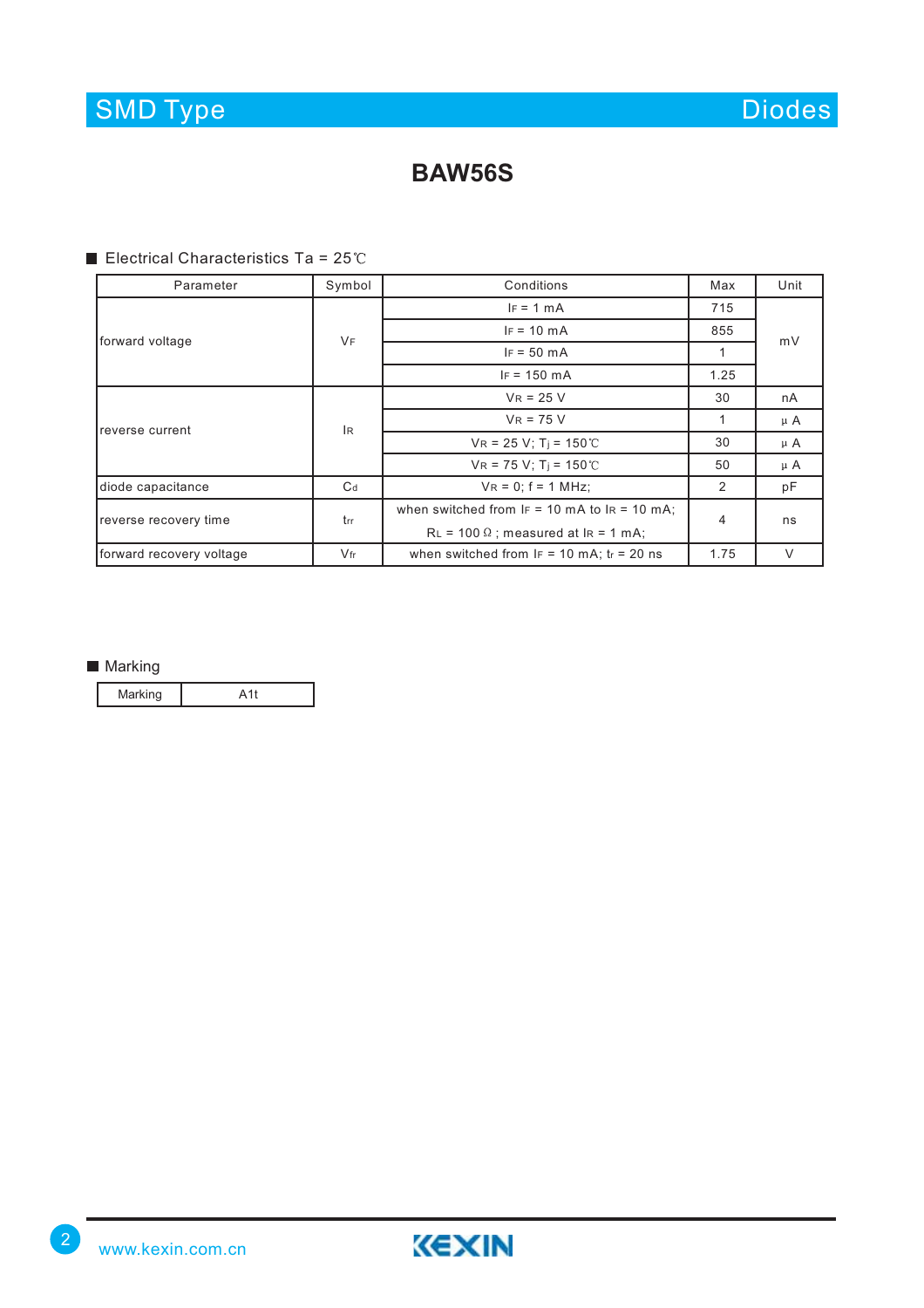# BAW56S

## Electrical Characteristics Ta = 25℃

| Parameter | Symbol | Conditions | Max | Unit |
|---|---|---|---|---|
| forward voltage | $V_F$ | $I_F$ = 1 mA | 715 | mV |
| | | $I_F$ = 10 mA | 855 | |
| | | $I_F$ = 50 mA | 1 | |
| | | $I_F$ = 150 mA | 1.25 | |
| reverse current | $I_R$ | $V_R$ = 25 V | 30 | nA |
| | | $V_R$ = 75 V | 1 | μA |
| | | $V_R$ = 25 V; $T_j$ = 150℃ | 30 | μA |
| | | $V_R$ = 75 V; $T_j$ = 150℃ | 50 | μA |
| diode capacitance | $C_d$ | $V_R$ = 0; f = 1 MHz; | 2 | pF |
| reverse recovery time | $t_{rr}$ | when switched from $I_F$ = 10 mA to $I_R$ = 10 mA; $R_L$ = 100 Ω ; measured at $I_R$ = 1 mA; | 4 | ns |
| forward recovery voltage | $V_{fr}$ | when switched from $I_F$ = 10 mA; $t_r$ = 20 ns | 1.75 | V |

## Marking

| Marking | A1t |
|---|---|